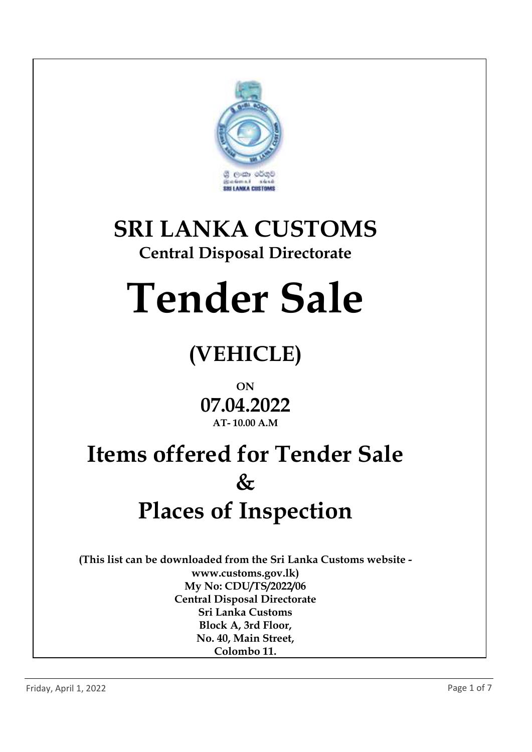# SRI LANKA CUSTOMS

## Central Disposal Directorate

# Tender Sale

## (VEHICLE)

**ON**

**07.04.2022**

**AT- 10.00 A.M**

# Items offered for Tender Sale & Places of Inspection

**(This list can be downloaded from the Sri Lanka Customs website - www.customs.gov.lk)**
**My No: CDU/TS/2022/06**
**Central Disposal Directorate**
**Sri Lanka Customs**
**Block A, 3rd Floor,**
**No. 40, Main Street,**
**Colombo 11.**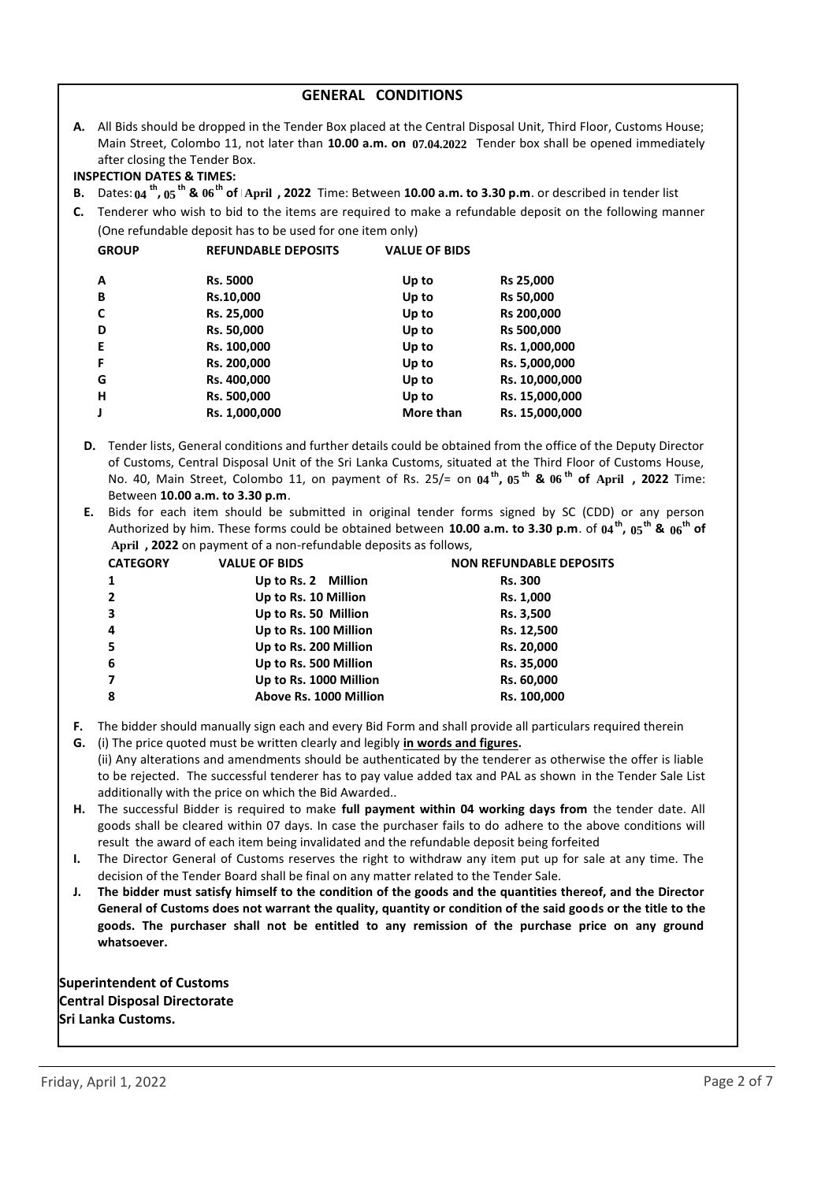## GENERAL CONDITIONS

**A.** All Bids should be dropped in the Tender Box placed at the Central Disposal Unit, Third Floor, Customs House; Main Street, Colombo 11, not later than **10.00 a.m. on 07.04.2022** Tender box shall be opened immediately after closing the Tender Box.

**INSPECTION DATES & TIMES:**

**B.** Dates: **04 th, 05 th & 06 th of April , 2022** Time: Between **10.00 a.m. to 3.30 p.m**. or described in tender list

**C.** Tenderer who wish to bid to the items are required to make a refundable deposit on the following manner (One refundable deposit has to be used for one item only)

| GROUP | REFUNDABLE DEPOSITS | VALUE OF BIDS | |
|---|---|---|---|
| A | Rs. 5000 | Up to | Rs 25,000 |
| B | Rs.10,000 | Up to | Rs 50,000 |
| C | Rs. 25,000 | Up to | Rs 200,000 |
| D | Rs. 50,000 | Up to | Rs 500,000 |
| E | Rs. 100,000 | Up to | Rs. 1,000,000 |
| F | Rs. 200,000 | Up to | Rs. 5,000,000 |
| G | Rs. 400,000 | Up to | Rs. 10,000,000 |
| H | Rs. 500,000 | Up to | Rs. 15,000,000 |
| J | Rs. 1,000,000 | More than | Rs. 15,000,000 |

**D.** Tender lists, General conditions and further details could be obtained from the office of the Deputy Director of Customs, Central Disposal Unit of the Sri Lanka Customs, situated at the Third Floor of Customs House, No. 40, Main Street, Colombo 11, on payment of Rs. 25/= on **04 th, 05 th & 06 th of April , 2022** Time: Between **10.00 a.m. to 3.30 p.m**.

**E.** Bids for each item should be submitted in original tender forms signed by SC (CDD) or any person Authorized by him. These forms could be obtained between **10.00 a.m. to 3.30 p.m**. of **04 th, 05 th & 06 th of April , 2022** on payment of a non-refundable deposits as follows,

| CATEGORY | VALUE OF BIDS | NON REFUNDABLE DEPOSITS |
|---|---|---|
| 1 | Up to Rs. 2 Million | Rs. 300 |
| 2 | Up to Rs. 10 Million | Rs. 1,000 |
| 3 | Up to Rs. 50 Million | Rs. 3,500 |
| 4 | Up to Rs. 100 Million | Rs. 12,500 |
| 5 | Up to Rs. 200 Million | Rs. 20,000 |
| 6 | Up to Rs. 500 Million | Rs. 35,000 |
| 7 | Up to Rs. 1000 Million | Rs. 60,000 |
| 8 | Above Rs. 1000 Million | Rs. 100,000 |

**F.** The bidder should manually sign each and every Bid Form and shall provide all particulars required therein

**G.** (i) The price quoted must be written clearly and legibly **in words and figures.**
(ii) Any alterations and amendments should be authenticated by the tenderer as otherwise the offer is liable to be rejected. The successful tenderer has to pay value added tax and PAL as shown in the Tender Sale List additionally with the price on which the Bid Awarded..

**H.** The successful Bidder is required to make **full payment within 04 working days from** the tender date. All goods shall be cleared within 07 days. In case the purchaser fails to do adhere to the above conditions will result the award of each item being invalidated and the refundable deposit being forfeited

**I.** The Director General of Customs reserves the right to withdraw any item put up for sale at any time. The decision of the Tender Board shall be final on any matter related to the Tender Sale.

**J. The bidder must satisfy himself to the condition of the goods and the quantities thereof, and the Director General of Customs does not warrant the quality, quantity or condition of the said goods or the title to the goods. The purchaser shall not be entitled to any remission of the purchase price on any ground whatsoever.**

**Superintendent of Customs**
**Central Disposal Directorate**
**Sri Lanka Customs.**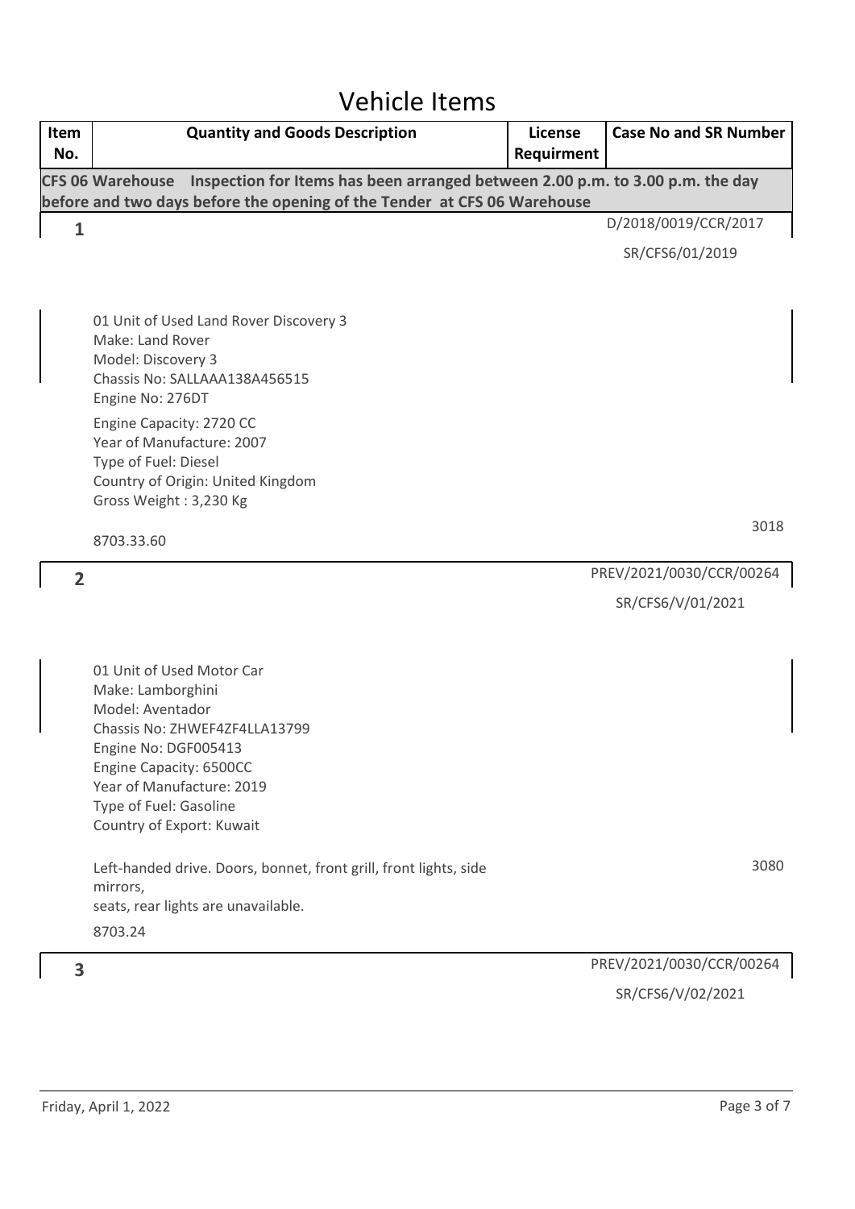# Vehicle Items

| Item No. | Quantity and Goods Description | License Requirment | Case No and SR Number |
|---|---|---|---|
| **CFS 06 Warehouse Inspection for Items has been arranged between 2.00 p.m. to 3.00 p.m. the day before and two days before the opening of the Tender at CFS 06 Warehouse** | | | |
| 1 | 01 Unit of Used Land Rover Discovery 3<br>Make: Land Rover<br>Model: Discovery 3<br>Chassis No: SALLAAA138A456515<br>Engine No: 276DT<br>Engine Capacity: 2720 CC<br>Year of Manufacture: 2007<br>Type of Fuel: Diesel<br>Country of Origin: United Kingdom<br>Gross Weight : 3,230 Kg<br><br>8703.33.60 | | D/2018/0019/CCR/2017<br>SR/CFS6/01/2019<br><br>3018 |
| 2 | 01 Unit of Used Motor Car<br>Make: Lamborghini<br>Model: Aventador<br>Chassis No: ZHWEF4ZF4LLA13799<br>Engine No: DGF005413<br>Engine Capacity: 6500CC<br>Year of Manufacture: 2019<br>Type of Fuel: Gasoline<br>Country of Export: Kuwait<br><br>Left-handed drive. Doors, bonnet, front grill, front lights, side mirrors,<br>seats, rear lights are unavailable.<br><br>8703.24 | | PREV/2021/0030/CCR/00264<br>SR/CFS6/V/01/2021<br><br>3080 |
| 3 | | | PREV/2021/0030/CCR/00264<br>SR/CFS6/V/02/2021 |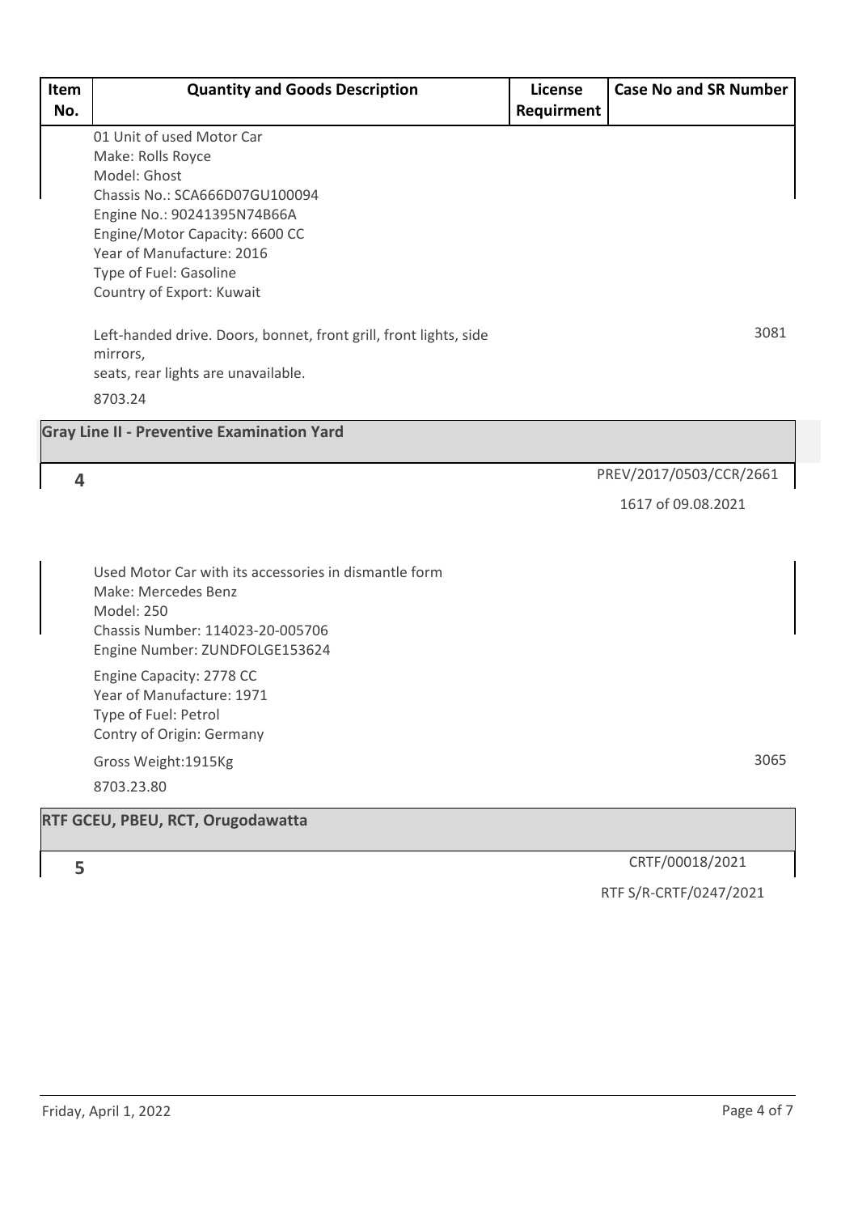| Item No. | Quantity and Goods Description | License Requirment | Case No and SR Number |
|---|---|---|---|
| | 01 Unit of used Motor Car<br>Make: Rolls Royce<br>Model: Ghost<br>Chassis No.: SCA666D07GU100094<br>Engine No.: 90241395N74B66A<br>Engine/Motor Capacity: 6600 CC<br>Year of Manufacture: 2016<br>Type of Fuel: Gasoline<br>Country of Export: Kuwait<br><br>Left-handed drive. Doors, bonnet, front grill, front lights, side mirrors,<br>seats, rear lights are unavailable.<br>8703.24 | | 3081 |
| **Gray Line II - Preventive Examination Yard** | | | |
| 4 | Used Motor Car with its accessories in dismantle form<br>Make: Mercedes Benz<br>Model: 250<br>Chassis Number: 114023-20-005706<br>Engine Number: ZUNDFOLGE153624<br>Engine Capacity: 2778 CC<br>Year of Manufacture: 1971<br>Type of Fuel: Petrol<br>Contry of Origin: Germany<br>Gross Weight:1915Kg<br>8703.23.80 | | PREV/2017/0503/CCR/2661<br>1617 of 09.08.2021<br><br>3065 |
| **RTF GCEU, PBEU, RCT, Orugodawatta** | | | |
| 5 | | | CRTF/00018/2021<br>RTF S/R-CRTF/0247/2021 |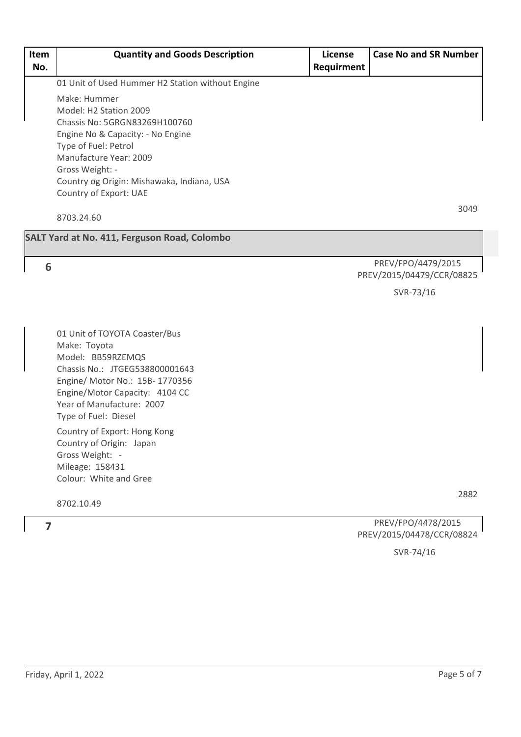| Item No. | Quantity and Goods Description | License Requirment | Case No and SR Number |
|---|---|---|---|
| | 01 Unit of Used Hummer H2 Station without Engine<br><br>Make: Hummer<br>Model: H2 Station 2009<br>Chassis No: 5GRGN83269H100760<br>Engine No & Capacity: - No Engine<br>Type of Fuel: Petrol<br>Manufacture Year: 2009<br>Gross Weight: -<br>Country og Origin: Mishawaka, Indiana, USA<br>Country of Export: UAE<br><br>8703.24.60 | | 3049 |
| **SALT Yard at No. 411, Ferguson Road, Colombo** | | | |
| 6 | 01 Unit of TOYOTA Coaster/Bus<br>Make: Toyota<br>Model: BB59RZEMQS<br>Chassis No.: JTGEG538800001643<br>Engine/ Motor No.: 15B- 1770356<br>Engine/Motor Capacity: 4104 CC<br>Year of Manufacture: 2007<br>Type of Fuel: Diesel<br>Country of Export: Hong Kong<br>Country of Origin: Japan<br>Gross Weight: -<br>Mileage: 158431<br>Colour: White and Gree<br><br>8702.10.49 | | PREV/FPO/4479/2015<br>PREV/2015/04479/CCR/08825<br><br>SVR-73/16<br><br>2882 |
| 7 | | | PREV/FPO/4478/2015<br>PREV/2015/04478/CCR/08824<br><br>SVR-74/16 |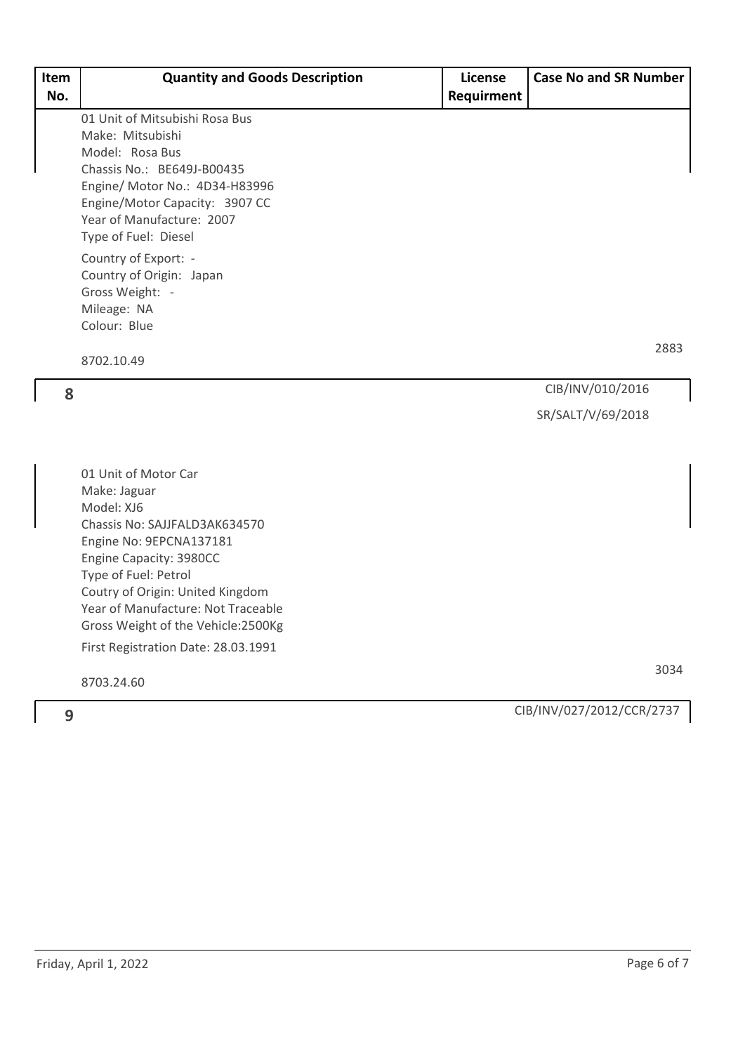| Item No. | Quantity and Goods Description | License Requirment | Case No and SR Number |
|---|---|---|---|
| 8 | 01 Unit of Mitsubishi Rosa Bus<br>Make: Mitsubishi<br>Model: Rosa Bus<br>Chassis No.: BE649J-B00435<br>Engine/ Motor No.: 4D34-H83996<br>Engine/Motor Capacity: 3907 CC<br>Year of Manufacture: 2007<br>Type of Fuel: Diesel<br>Country of Export: -<br>Country of Origin: Japan<br>Gross Weight: -<br>Mileage: NA<br>Colour: Blue<br>8702.10.49 | | 2883<br>CIB/INV/010/2016<br>SR/SALT/V/69/2018 |
| 9 | 01 Unit of Motor Car<br>Make: Jaguar<br>Model: XJ6<br>Chassis No: SAJJFALD3AK634570<br>Engine No: 9EPCNA137181<br>Engine Capacity: 3980CC<br>Type of Fuel: Petrol<br>Coutry of Origin: United Kingdom<br>Year of Manufacture: Not Traceable<br>Gross Weight of the Vehicle:2500Kg<br>First Registration Date: 28.03.1991<br>8703.24.60 | | 3034<br>CIB/INV/027/2012/CCR/2737 |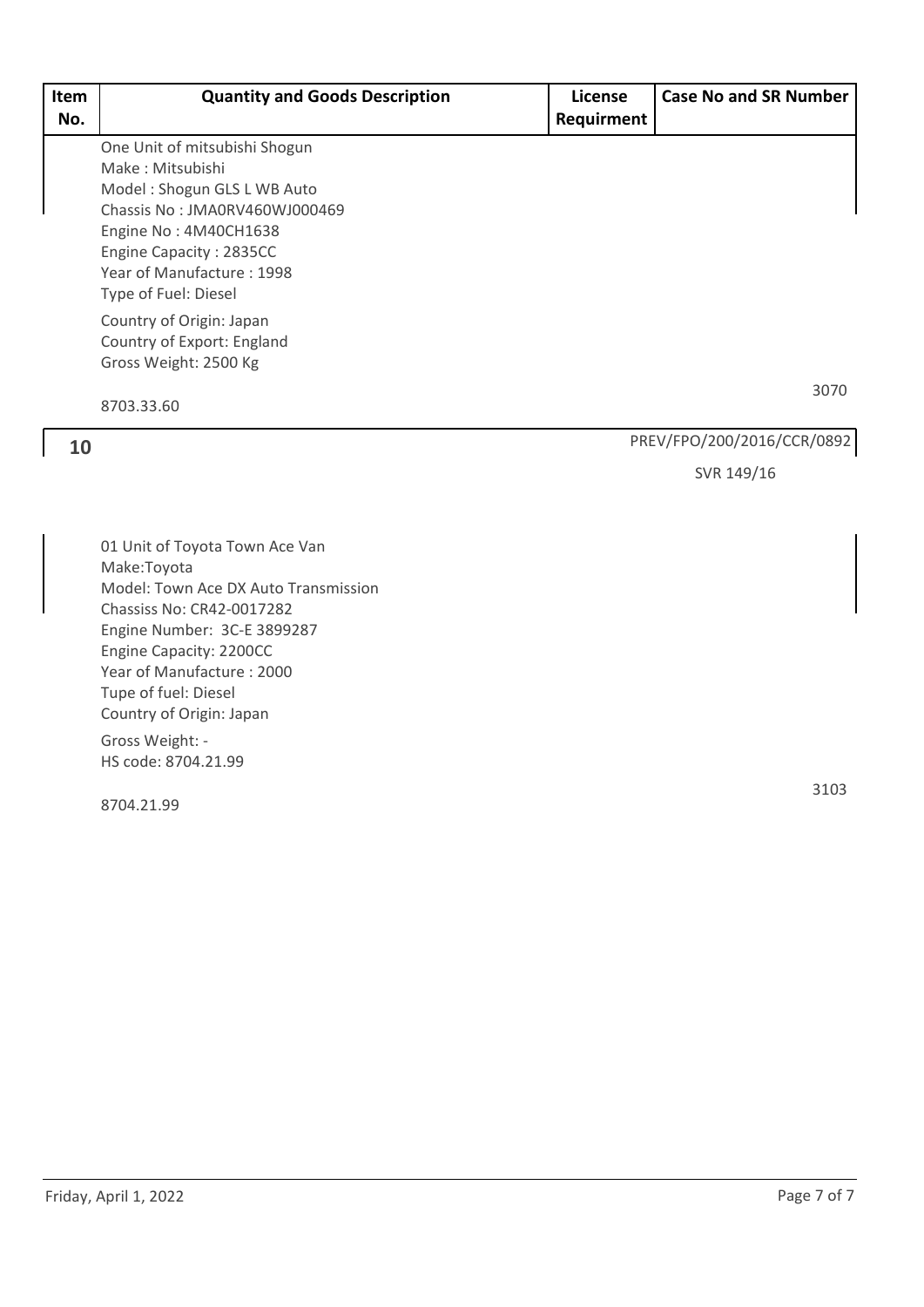| Item No. | Quantity and Goods Description | License Requirment | Case No and SR Number |
|---|---|---|---|
| | One Unit of mitsubishi Shogun<br>Make : Mitsubishi<br>Model : Shogun GLS L WB Auto<br>Chassis No : JMA0RV460WJ000469<br>Engine No : 4M40CH1638<br>Engine Capacity : 2835CC<br>Year of Manufacture : 1998<br>Type of Fuel: Diesel<br>Country of Origin: Japan<br>Country of Export: England<br>Gross Weight: 2500 Kg<br>8703.33.60 | | 3070 |
| 10 | 01 Unit of Toyota Town Ace Van<br>Make:Toyota<br>Model: Town Ace DX Auto Transmission<br>Chassiss No: CR42-0017282<br>Engine Number: 3C-E 3899287<br>Engine Capacity: 2200CC<br>Year of Manufacture : 2000<br>Tupe of fuel: Diesel<br>Country of Origin: Japan<br>Gross Weight: -<br>HS code: 8704.21.99<br>8704.21.99 | | PREV/FPO/200/2016/CCR/0892<br>SVR 149/16<br>3103 |

Friday, April 1, 2022